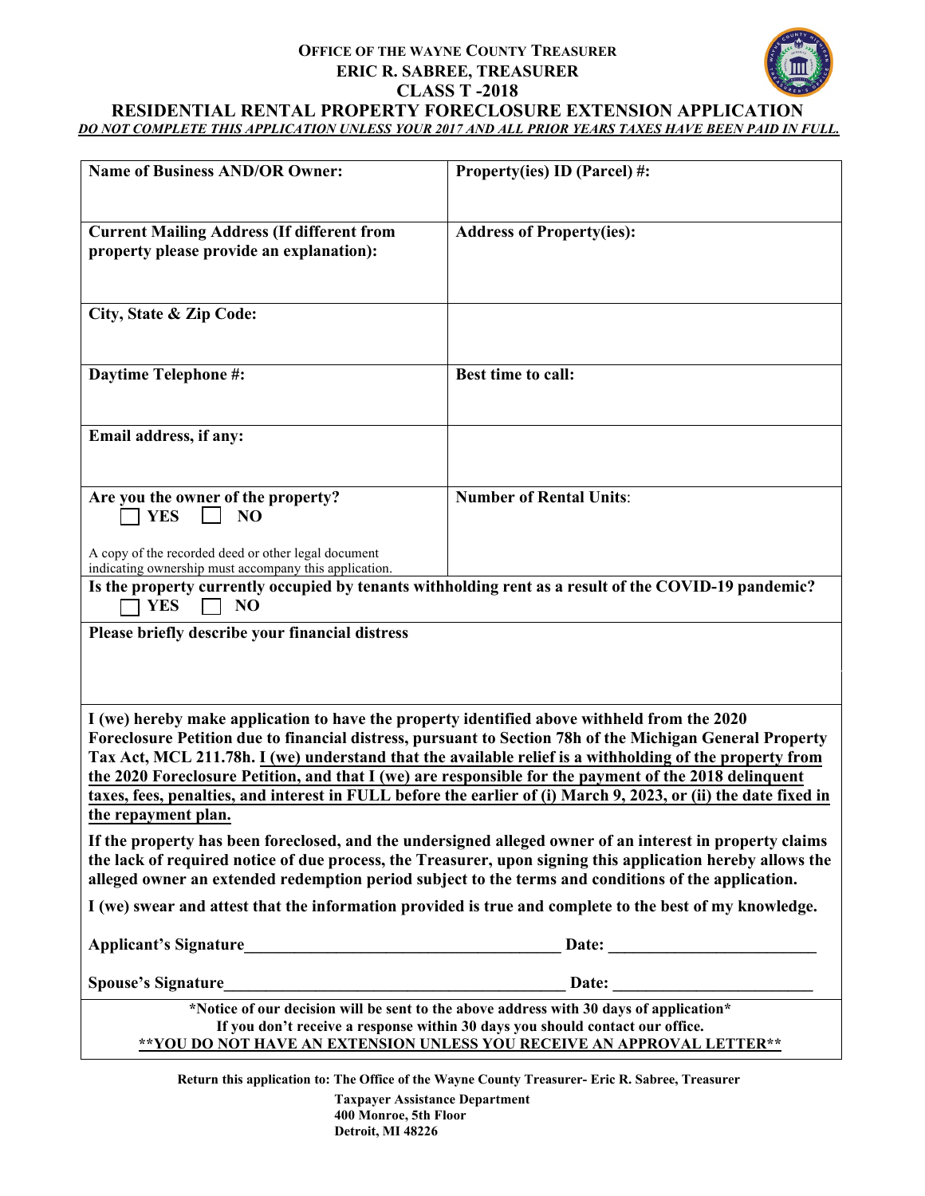**OFFICE OF THE WAYNE COUNTY TREASURER**
**ERIC R. SABREE, TREASURER**
**CLASS T -2018**

# RESIDENTIAL RENTAL PROPERTY FORECLOSURE EXTENSION APPLICATION

***DO NOT COMPLETE THIS APPLICATION UNLESS YOUR 2017 AND ALL PRIOR YEARS TAXES HAVE BEEN PAID IN FULL.***

| | |
|---|---|
| **Name of Business AND/OR Owner:** | **Property(ies) ID (Parcel) #:** |
| **Current Mailing Address (If different from property please provide an explanation):** | **Address of Property(ies):** |
| **City, State & Zip Code:** | |
| **Daytime Telephone #:** | **Best time to call:** |
| **Email address, if any:** | |
| **Are you the owner of the property?** ☐ **YES** ☐ **NO**<br><br>A copy of the recorded deed or other legal document indicating ownership must accompany this application. | **Number of Rental Units**: |

**Is the property currently occupied by tenants withholding rent as a result of the COVID-19 pandemic?**
☐ **YES** ☐ **NO**

**Please briefly describe your financial distress**

**I (we) hereby make application to have the property identified above withheld from the 2020 Foreclosure Petition due to financial distress, pursuant to Section 78h of the Michigan General Property Tax Act, MCL 211.78h. I (we) understand that the available relief is a withholding of the property from the 2020 Foreclosure Petition, and that I (we) are responsible for the payment of the 2018 delinquent taxes, fees, penalties, and interest in FULL before the earlier of (i) March 9, 2023, or (ii) the date fixed in the repayment plan.**

**If the property has been foreclosed, and the undersigned alleged owner of an interest in property claims the lack of required notice of due process, the Treasurer, upon signing this application hereby allows the alleged owner an extended redemption period subject to the terms and conditions of the application.**

**I (we) swear and attest that the information provided is true and complete to the best of my knowledge.**

**Applicant's Signature**______________________________________ **Date:** ________________________

**Spouse's Signature**________________________________________ **Date:** ________________________

**\*Notice of our decision will be sent to the above address with 30 days of application\***
**If you don't receive a response within 30 days you should contact our office.**
**\*\*YOU DO NOT HAVE AN EXTENSION UNLESS YOU RECEIVE AN APPROVAL LETTER\*\***

**Return this application to: The Office of the Wayne County Treasurer- Eric R. Sabree, Treasurer**
**Taxpayer Assistance Department**
**400 Monroe, 5th Floor**
**Detroit, MI 48226**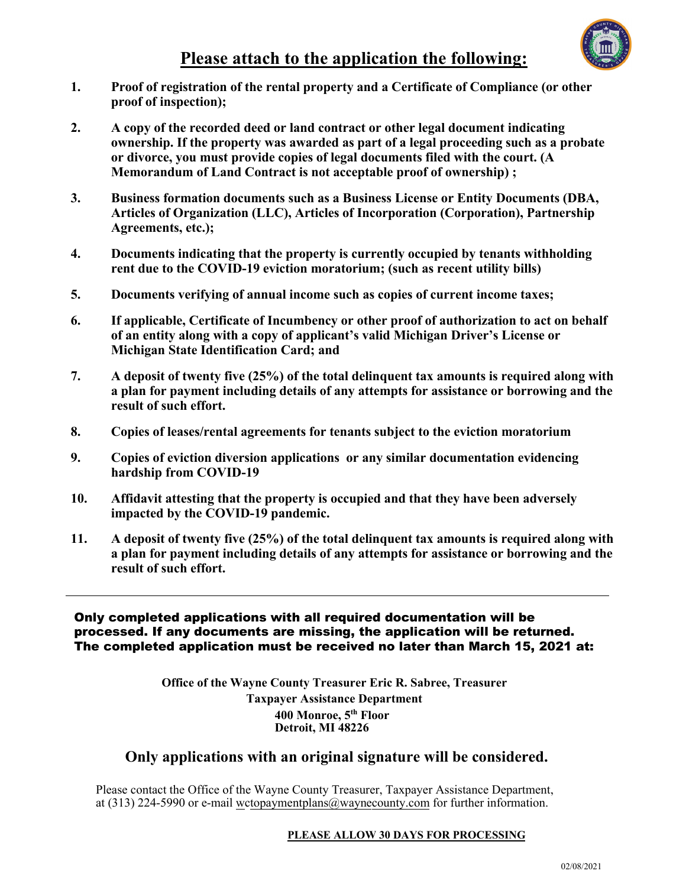## Please attach to the application the following:

1. **Proof of registration of the rental property and a Certificate of Compliance (or other proof of inspection);**

2. **A copy of the recorded deed or land contract or other legal document indicating ownership. If the property was awarded as part of a legal proceeding such as a probate or divorce, you must provide copies of legal documents filed with the court. (A Memorandum of Land Contract is not acceptable proof of ownership) ;**

3. **Business formation documents such as a Business License or Entity Documents (DBA, Articles of Organization (LLC), Articles of Incorporation (Corporation), Partnership Agreements, etc.);**

4. **Documents indicating that the property is currently occupied by tenants withholding rent due to the COVID-19 eviction moratorium; (such as recent utility bills)**

5. **Documents verifying of annual income such as copies of current income taxes;**

6. **If applicable, Certificate of Incumbency or other proof of authorization to act on behalf of an entity along with a copy of applicant's valid Michigan Driver's License or Michigan State Identification Card; and**

7. **A deposit of twenty five (25%) of the total delinquent tax amounts is required along with a plan for payment including details of any attempts for assistance or borrowing and the result of such effort.**

8. **Copies of leases/rental agreements for tenants subject to the eviction moratorium**

9. **Copies of eviction diversion applications or any similar documentation evidencing hardship from COVID-19**

10. **Affidavit attesting that the property is occupied and that they have been adversely impacted by the COVID-19 pandemic.**

11. **A deposit of twenty five (25%) of the total delinquent tax amounts is required along with a plan for payment including details of any attempts for assistance or borrowing and the result of such effort.**

---

**Only completed applications with all required documentation will be processed. If any documents are missing, the application will be returned. The completed application must be received no later than March 15, 2021 at:**

**Office of the Wayne County Treasurer Eric R. Sabree, Treasurer**
**Taxpayer Assistance Department**
**400 Monroe, 5th Floor**
**Detroit, MI 48226**

### Only applications with an original signature will be considered.

Please contact the Office of the Wayne County Treasurer, Taxpayer Assistance Department, at (313) 224-5990 or e-mail wctopaymentplans@waynecounty.com for further information.

**PLEASE ALLOW 30 DAYS FOR PROCESSING**

02/08/2021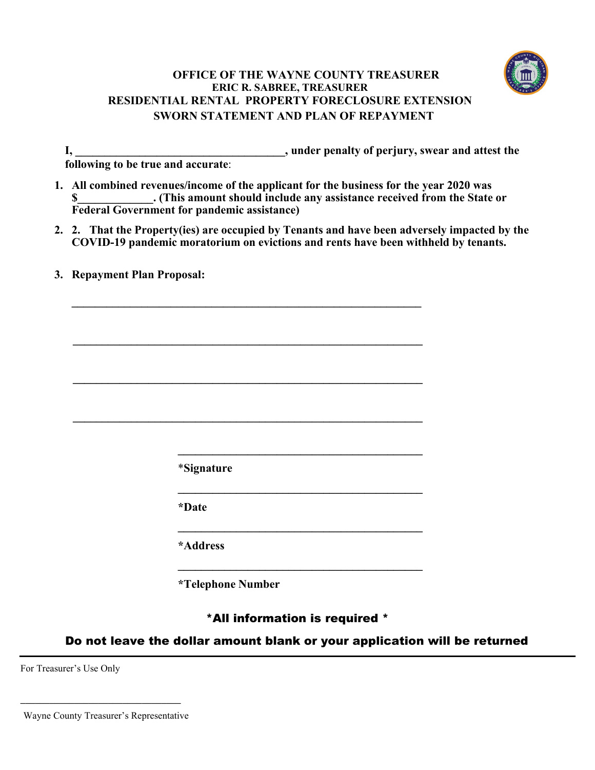**OFFICE OF THE WAYNE COUNTY TREASURER**
**ERIC R. SABREE, TREASURER**
**RESIDENTIAL RENTAL PROPERTY FORECLOSURE EXTENSION**
**SWORN STATEMENT AND PLAN OF REPAYMENT**

**I, ____________________________________, under penalty of perjury, swear and attest the following to be true and accurate**:

1. **All combined revenues/income of the applicant for the business for the year 2020 was $_____________. (This amount should include any assistance received from the State or Federal Government for pandemic assistance)**
2. **2. That the Property(ies) are occupied by Tenants and have been adversely impacted by the COVID-19 pandemic moratorium on evictions and rents have been withheld by tenants.**
3. **Repayment Plan Proposal:**

______________________________________________________________

______________________________________________________________

______________________________________________________________

______________________________________________________________

___________________________________________
*Signature

___________________________________________
**\*Date**

___________________________________________
**\*Address**

___________________________________________
**\*Telephone Number**

**\*All information is required \***

**Do not leave the dollar amount blank or your application will be returned**

---

For Treasurer's Use Only

______________________________
Wayne County Treasurer's Representative